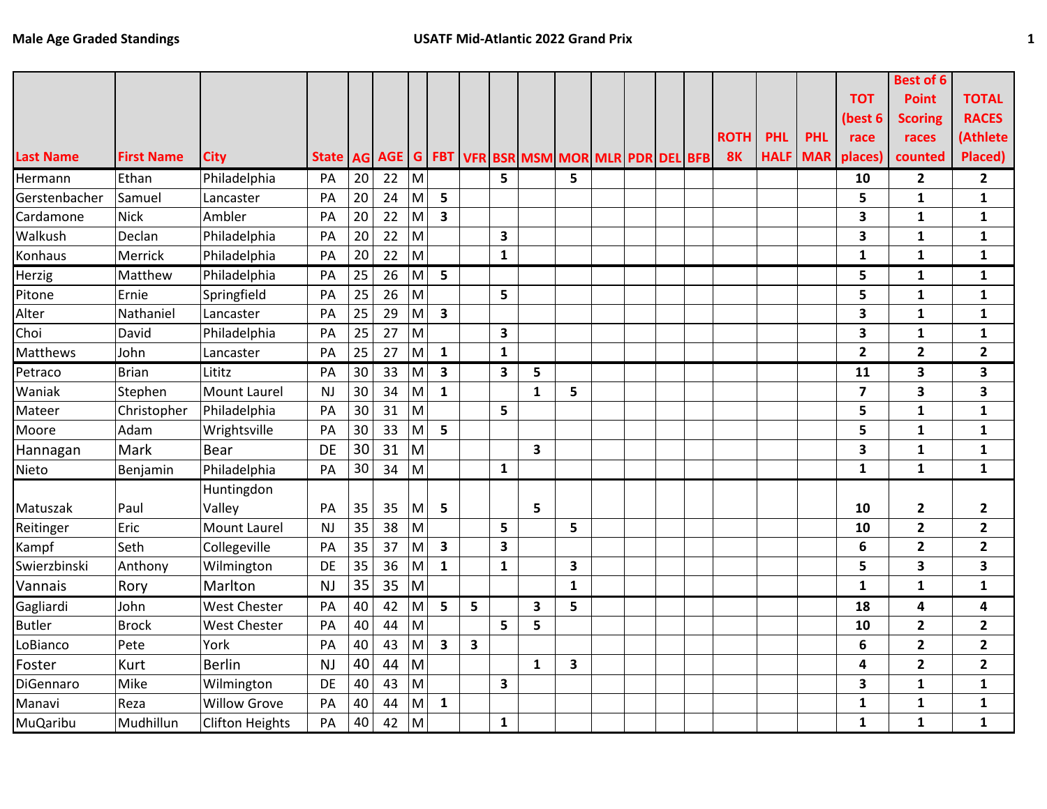**Male Age Graded Standings** — **USATF Mid-Atlantic 2022 Grand Prix**

| Last Name | First Name | City | State | AG | AGE | G | FBT | VFR | BSR | MSM | MOR | MLR | PDR | DEL | BFB | ROTH 8K | PHL HALF | PHL MAR | TOT (best 6 race places) | Best of 6 Point Scoring races counted | TOTAL RACES (Athlete Placed) |
|---|---|---|---|---|---|---|---|---|---|---|---|---|---|---|---|---|---|---|---|---|---|
| Hermann | Ethan | Philadelphia | PA | 20 | 22 | M | | | 5 | | 5 | | | | | | | | 10 | 2 | 2 |
| Gerstenbacher | Samuel | Lancaster | PA | 20 | 24 | M | 5 | | | | | | | | | | | | 5 | 1 | 1 |
| Cardamone | Nick | Ambler | PA | 20 | 22 | M | 3 | | | | | | | | | | | | 3 | 1 | 1 |
| Walkush | Declan | Philadelphia | PA | 20 | 22 | M | | | 3 | | | | | | | | | | 3 | 1 | 1 |
| Konhaus | Merrick | Philadelphia | PA | 20 | 22 | M | | | 1 | | | | | | | | | | 1 | 1 | 1 |
| Herzig | Matthew | Philadelphia | PA | 25 | 26 | M | 5 | | | | | | | | | | | | 5 | 1 | 1 |
| Pitone | Ernie | Springfield | PA | 25 | 26 | M | | | 5 | | | | | | | | | | 5 | 1 | 1 |
| Alter | Nathaniel | Lancaster | PA | 25 | 29 | M | 3 | | | | | | | | | | | | 3 | 1 | 1 |
| Choi | David | Philadelphia | PA | 25 | 27 | M | | | 3 | | | | | | | | | | 3 | 1 | 1 |
| Matthews | John | Lancaster | PA | 25 | 27 | M | 1 | | 1 | | | | | | | | | | 2 | 2 | 2 |
| Petraco | Brian | Lititz | PA | 30 | 33 | M | 3 | | 3 | 5 | | | | | | | | | 11 | 3 | 3 |
| Waniak | Stephen | Mount Laurel | NJ | 30 | 34 | M | 1 | | | 1 | 5 | | | | | | | | 7 | 3 | 3 |
| Mateer | Christopher | Philadelphia | PA | 30 | 31 | M | | | 5 | | | | | | | | | | 5 | 1 | 1 |
| Moore | Adam | Wrightsville | PA | 30 | 33 | M | 5 | | | | | | | | | | | | 5 | 1 | 1 |
| Hannagan | Mark | Bear | DE | 30 | 31 | M | | | | 3 | | | | | | | | | 3 | 1 | 1 |
| Nieto | Benjamin | Philadelphia | PA | 30 | 34 | M | | | 1 | | | | | | | | | | 1 | 1 | 1 |
| Matuszak | Paul | Huntingdon Valley | PA | 35 | 35 | M | 5 | | | 5 | | | | | | | | | 10 | 2 | 2 |
| Reitinger | Eric | Mount Laurel | NJ | 35 | 38 | M | | | 5 | | 5 | | | | | | | | 10 | 2 | 2 |
| Kampf | Seth | Collegeville | PA | 35 | 37 | M | 3 | | 3 | | | | | | | | | | 6 | 2 | 2 |
| Swierzbinski | Anthony | Wilmington | DE | 35 | 36 | M | 1 | | 1 | | 3 | | | | | | | | 5 | 3 | 3 |
| Vannais | Rory | Marlton | NJ | 35 | 35 | M | | | | | 1 | | | | | | | | 1 | 1 | 1 |
| Gagliardi | John | West Chester | PA | 40 | 42 | M | 5 | 5 | | 3 | 5 | | | | | | | | 18 | 4 | 4 |
| Butler | Brock | West Chester | PA | 40 | 44 | M | | | 5 | 5 | | | | | | | | | 10 | 2 | 2 |
| LoBianco | Pete | York | PA | 40 | 43 | M | 3 | 3 | | | | | | | | | | | 6 | 2 | 2 |
| Foster | Kurt | Berlin | NJ | 40 | 44 | M | | | | 1 | 3 | | | | | | | | 4 | 2 | 2 |
| DiGennaro | Mike | Wilmington | DE | 40 | 43 | M | | | 3 | | | | | | | | | | 3 | 1 | 1 |
| Manavi | Reza | Willow Grove | PA | 40 | 44 | M | 1 | | | | | | | | | | | | 1 | 1 | 1 |
| MuQaribu | Mudhillun | Clifton Heights | PA | 40 | 42 | M | | | 1 | | | | | | | | | | 1 | 1 | 1 |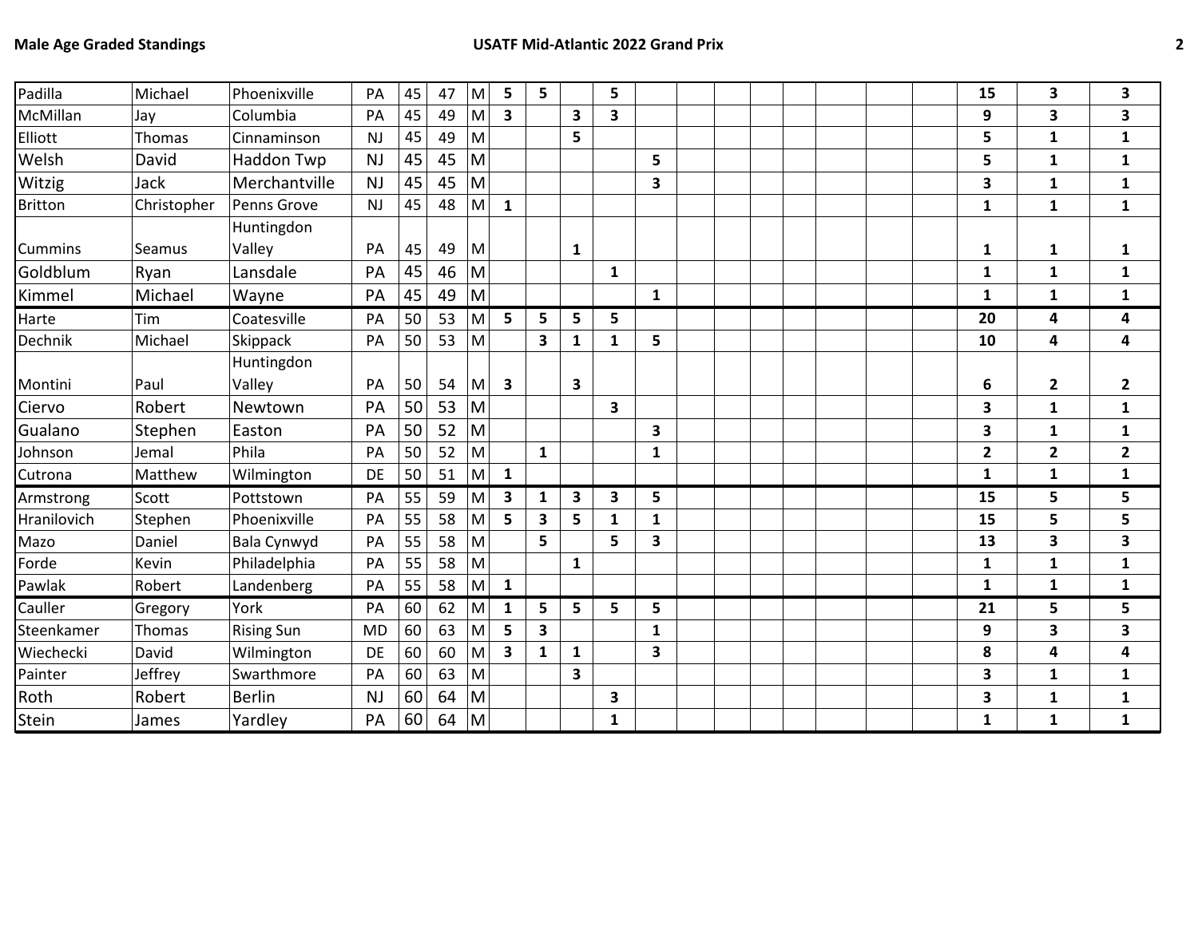| | | | | | | | | | | | | | | | | | | | | | |
|---|---|---|---|---|---|---|---|---|---|---|---|---|---|---|---|---|---|---|---|---|---|
| Padilla | Michael | Phoenixville | PA | 45 | 47 | M | **5** | **5** | | **5** | | | | | | | | | **15** | **3** | **3** |
| McMillan | Jay | Columbia | PA | 45 | 49 | M | **3** | | **3** | **3** | | | | | | | | | **9** | **3** | **3** |
| Elliott | Thomas | Cinnaminson | NJ | 45 | 49 | M | | | **5** | | | | | | | | | | **5** | **1** | **1** |
| Welsh | David | Haddon Twp | NJ | 45 | 45 | M | | | | | **5** | | | | | | | | **5** | **1** | **1** |
| Witzig | Jack | Merchantville | NJ | 45 | 45 | M | | | | | **3** | | | | | | | | **3** | **1** | **1** |
| Britton | Christopher | Penns Grove | NJ | 45 | 48 | M | **1** | | | | | | | | | | | | **1** | **1** | **1** |
| Cummins | Seamus | Huntingdon Valley | PA | 45 | 49 | M | | | **1** | | | | | | | | | | **1** | **1** | **1** |
| Goldblum | Ryan | Lansdale | PA | 45 | 46 | M | | | | **1** | | | | | | | | | **1** | **1** | **1** |
| Kimmel | Michael | Wayne | PA | 45 | 49 | M | | | | | **1** | | | | | | | | **1** | **1** | **1** |
| Harte | Tim | Coatesville | PA | 50 | 53 | M | **5** | **5** | **5** | **5** | | | | | | | | | **20** | **4** | **4** |
| Dechnik | Michael | Skippack | PA | 50 | 53 | M | | **3** | **1** | **1** | **5** | | | | | | | | **10** | **4** | **4** |
| Montini | Paul | Huntingdon Valley | PA | 50 | 54 | M | **3** | | **3** | | | | | | | | | | **6** | **2** | **2** |
| Ciervo | Robert | Newtown | PA | 50 | 53 | M | | | | **3** | | | | | | | | | **3** | **1** | **1** |
| Gualano | Stephen | Easton | PA | 50 | 52 | M | | | | | **3** | | | | | | | | **3** | **1** | **1** |
| Johnson | Jemal | Phila | PA | 50 | 52 | M | | **1** | | | **1** | | | | | | | | **2** | **2** | **2** |
| Cutrona | Matthew | Wilmington | DE | 50 | 51 | M | **1** | | | | | | | | | | | | **1** | **1** | **1** |
| Armstrong | Scott | Pottstown | PA | 55 | 59 | M | **3** | **1** | **3** | **3** | **5** | | | | | | | | **15** | **5** | **5** |
| Hranilovich | Stephen | Phoenixville | PA | 55 | 58 | M | **5** | **3** | **5** | **1** | **1** | | | | | | | | **15** | **5** | **5** |
| Mazo | Daniel | Bala Cynwyd | PA | 55 | 58 | M | | **5** | | **5** | **3** | | | | | | | | **13** | **3** | **3** |
| Forde | Kevin | Philadelphia | PA | 55 | 58 | M | | | **1** | | | | | | | | | | **1** | **1** | **1** |
| Pawlak | Robert | Landenberg | PA | 55 | 58 | M | **1** | | | | | | | | | | | | **1** | **1** | **1** |
| Cauller | Gregory | York | PA | 60 | 62 | M | **1** | **5** | **5** | **5** | **5** | | | | | | | | **21** | **5** | **5** |
| Steenkamer | Thomas | Rising Sun | MD | 60 | 63 | M | **5** | **3** | | | **1** | | | | | | | | **9** | **3** | **3** |
| Wiechecki | David | Wilmington | DE | 60 | 60 | M | **3** | **1** | **1** | | **3** | | | | | | | | **8** | **4** | **4** |
| Painter | Jeffrey | Swarthmore | PA | 60 | 63 | M | | | **3** | | | | | | | | | | **3** | **1** | **1** |
| Roth | Robert | Berlin | NJ | 60 | 64 | M | | | | **3** | | | | | | | | | **3** | **1** | **1** |
| Stein | James | Yardley | PA | 60 | 64 | M | | | | **1** | | | | | | | | | **1** | **1** | **1** |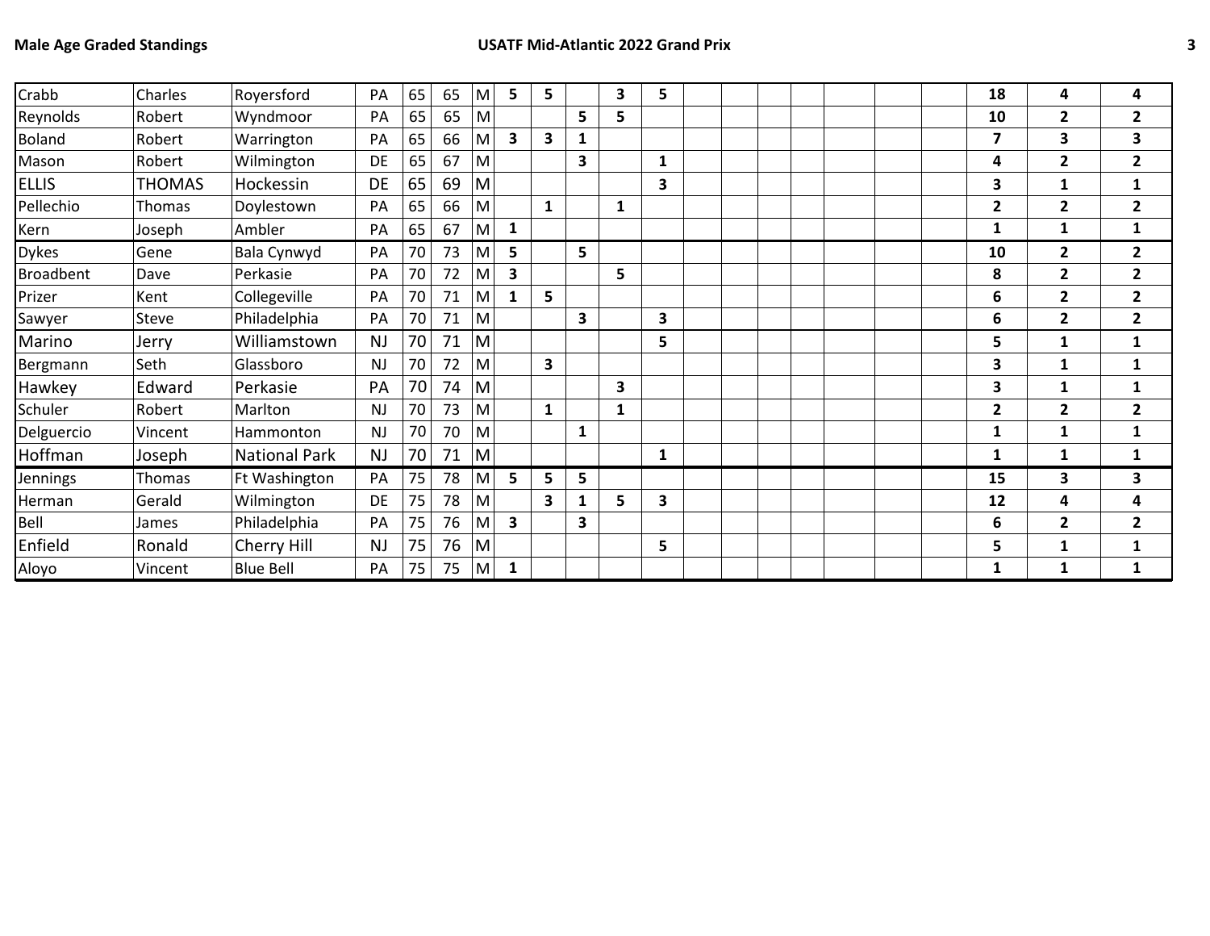| | | | | | | | | | | | | | | | | | | | | | |
|---|---|---|---|---|---|---|---|---|---|---|---|---|---|---|---|---|---|---|---|---|---|
| Crabb | Charles | Royersford | PA | 65 | 65 | M | **5** | **5** | | **3** | **5** | | | | | | | | **18** | **4** | **4** |
| Reynolds | Robert | Wyndmoor | PA | 65 | 65 | M | | | **5** | **5** | | | | | | | | | **10** | **2** | **2** |
| Boland | Robert | Warrington | PA | 65 | 66 | M | **3** | **3** | **1** | | | | | | | | | | **7** | **3** | **3** |
| Mason | Robert | Wilmington | DE | 65 | 67 | M | | | **3** | | **1** | | | | | | | | **4** | **2** | **2** |
| ELLIS | THOMAS | Hockessin | DE | 65 | 69 | M | | | | | **3** | | | | | | | | **3** | **1** | **1** |
| Pellechio | Thomas | Doylestown | PA | 65 | 66 | M | | **1** | | **1** | | | | | | | | | **2** | **2** | **2** |
| Kern | Joseph | Ambler | PA | 65 | 67 | M | **1** | | | | | | | | | | | | **1** | **1** | **1** |
| Dykes | Gene | Bala Cynwyd | PA | 70 | 73 | M | **5** | | **5** | | | | | | | | | | **10** | **2** | **2** |
| Broadbent | Dave | Perkasie | PA | 70 | 72 | M | **3** | | | **5** | | | | | | | | | **8** | **2** | **2** |
| Prizer | Kent | Collegeville | PA | 70 | 71 | M | **1** | **5** | | | | | | | | | | | **6** | **2** | **2** |
| Sawyer | Steve | Philadelphia | PA | 70 | 71 | M | | | **3** | | **3** | | | | | | | | **6** | **2** | **2** |
| Marino | Jerry | Williamstown | NJ | 70 | 71 | M | | | | | **5** | | | | | | | | **5** | **1** | **1** |
| Bergmann | Seth | Glassboro | NJ | 70 | 72 | M | | **3** | | | | | | | | | | | **3** | **1** | **1** |
| Hawkey | Edward | Perkasie | PA | 70 | 74 | M | | | | **3** | | | | | | | | | **3** | **1** | **1** |
| Schuler | Robert | Marlton | NJ | 70 | 73 | M | | **1** | | **1** | | | | | | | | | **2** | **2** | **2** |
| Delguercio | Vincent | Hammonton | NJ | 70 | 70 | M | | | **1** | | | | | | | | | | **1** | **1** | **1** |
| Hoffman | Joseph | National Park | NJ | 70 | 71 | M | | | | | **1** | | | | | | | | **1** | **1** | **1** |
| Jennings | Thomas | Ft Washington | PA | 75 | 78 | M | **5** | **5** | **5** | | | | | | | | | | **15** | **3** | **3** |
| Herman | Gerald | Wilmington | DE | 75 | 78 | M | | **3** | **1** | **5** | **3** | | | | | | | | **12** | **4** | **4** |
| Bell | James | Philadelphia | PA | 75 | 76 | M | **3** | | **3** | | | | | | | | | | **6** | **2** | **2** |
| Enfield | Ronald | Cherry Hill | NJ | 75 | 76 | M | | | | | **5** | | | | | | | | **5** | **1** | **1** |
| Aloyo | Vincent | Blue Bell | PA | 75 | 75 | M | **1** | | | | | | | | | | | | **1** | **1** | **1** |